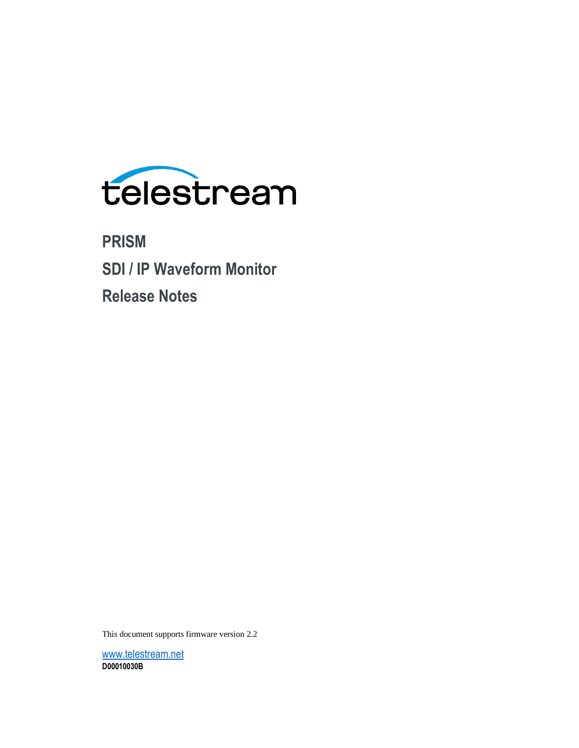telestream

# PRISM

# SDI / IP Waveform Monitor

# Release Notes

This document supports firmware version 2.2

www.telestream.net

**D00010030B**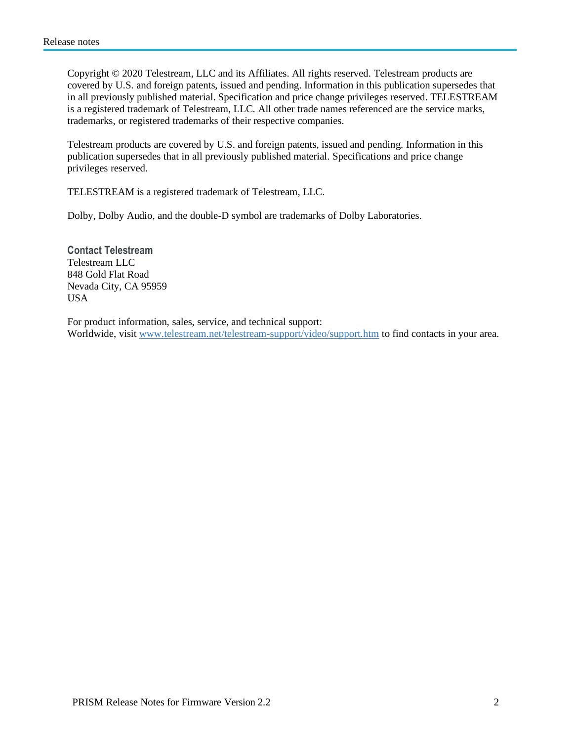Copyright © 2020 Telestream, LLC and its Affiliates. All rights reserved. Telestream products are covered by U.S. and foreign patents, issued and pending. Information in this publication supersedes that in all previously published material. Specification and price change privileges reserved. TELESTREAM is a registered trademark of Telestream, LLC. All other trade names referenced are the service marks, trademarks, or registered trademarks of their respective companies.

Telestream products are covered by U.S. and foreign patents, issued and pending. Information in this publication supersedes that in all previously published material. Specifications and price change privileges reserved.

TELESTREAM is a registered trademark of Telestream, LLC.

Dolby, Dolby Audio, and the double-D symbol are trademarks of Dolby Laboratories.

**Contact Telestream**
Telestream LLC
848 Gold Flat Road
Nevada City, CA 95959
USA

For product information, sales, service, and technical support:
Worldwide, visit www.telestream.net/telestream-support/video/support.htm to find contacts in your area.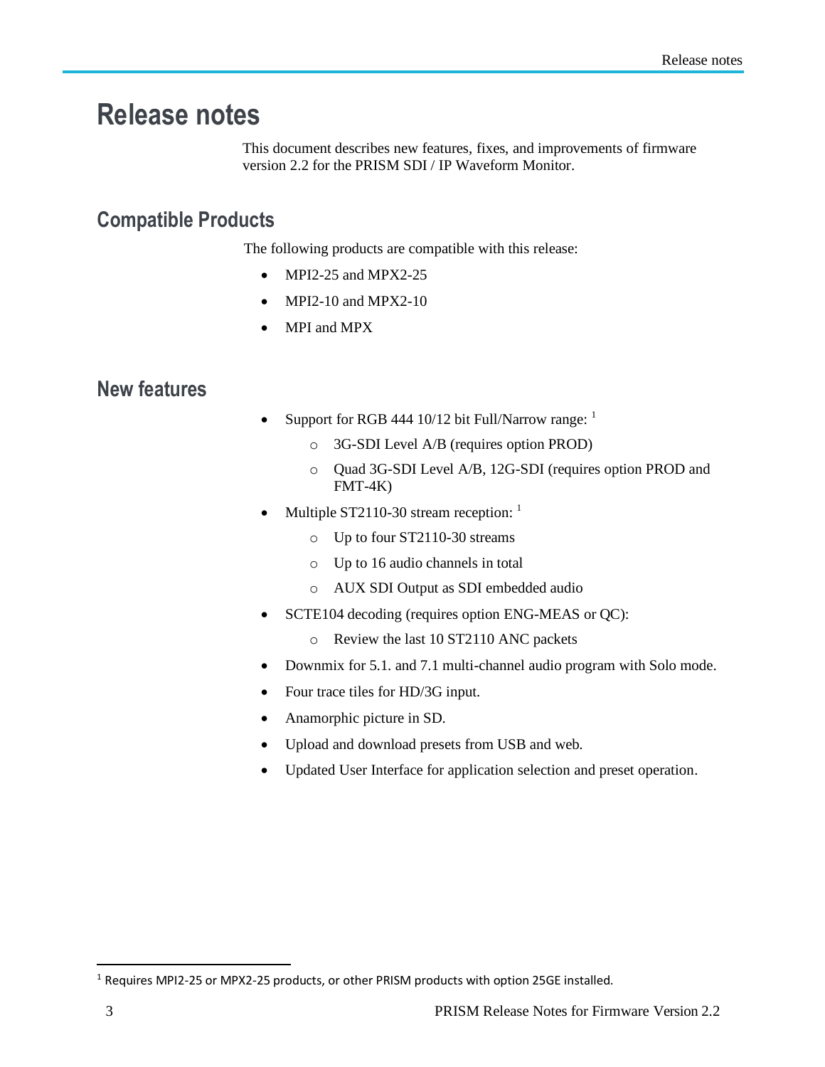# Release notes

This document describes new features, fixes, and improvements of firmware version 2.2 for the PRISM SDI / IP Waveform Monitor.

## Compatible Products

The following products are compatible with this release:

- MPI2-25 and MPX2-25
- MPI2-10 and MPX2-10
- MPI and MPX

## New features

- Support for RGB 444 10/12 bit Full/Narrow range: [1]
  - 3G-SDI Level A/B (requires option PROD)
  - Quad 3G-SDI Level A/B, 12G-SDI (requires option PROD and FMT-4K)
- Multiple ST2110-30 stream reception: [1]
  - Up to four ST2110-30 streams
  - Up to 16 audio channels in total
  - AUX SDI Output as SDI embedded audio
- SCTE104 decoding (requires option ENG-MEAS or QC):
  - Review the last 10 ST2110 ANC packets
- Downmix for 5.1. and 7.1 multi-channel audio program with Solo mode.
- Four trace tiles for HD/3G input.
- Anamorphic picture in SD.
- Upload and download presets from USB and web.
- Updated User Interface for application selection and preset operation.

[1] Requires MPI2-25 or MPX2-25 products, or other PRISM products with option 25GE installed.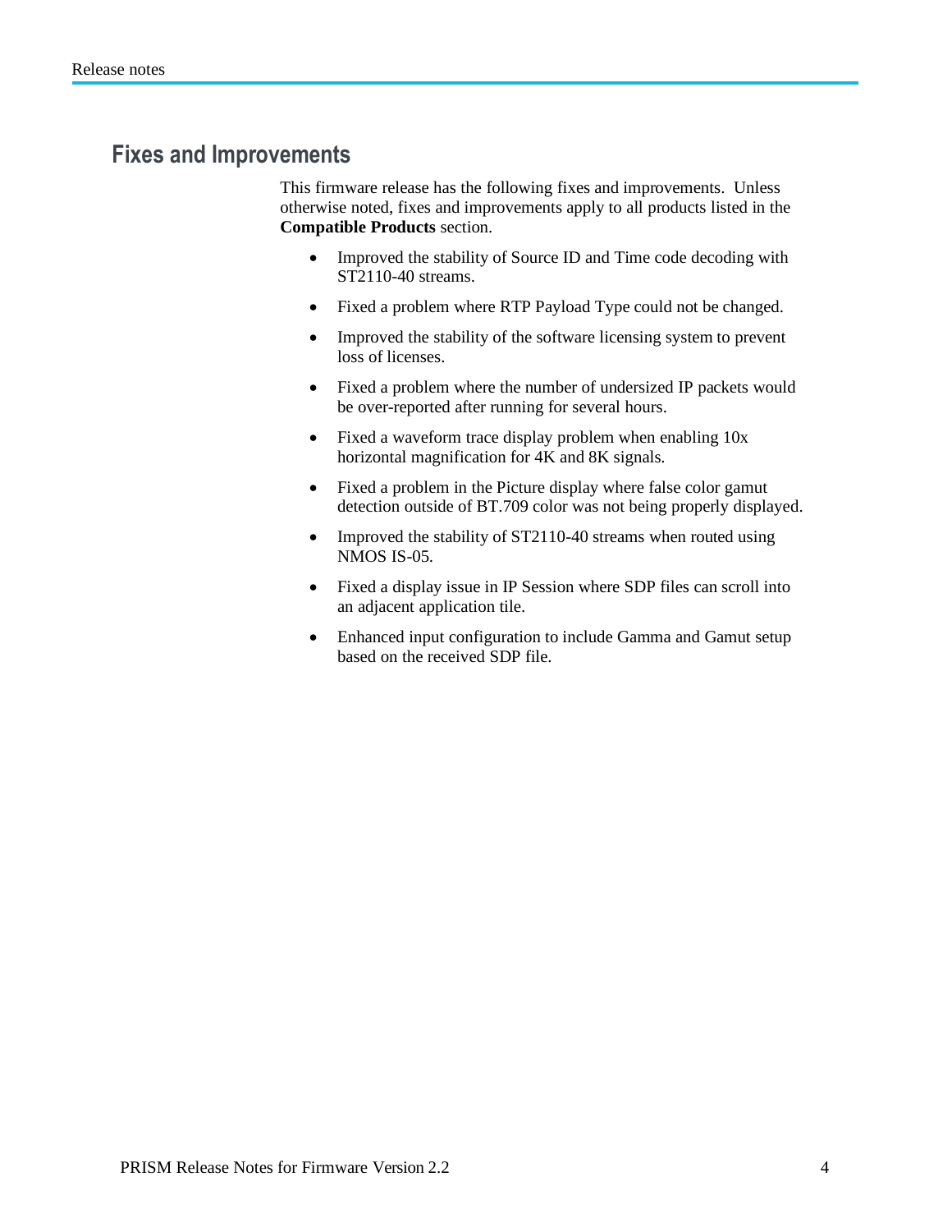## Fixes and Improvements

This firmware release has the following fixes and improvements. Unless otherwise noted, fixes and improvements apply to all products listed in the **Compatible Products** section.

- Improved the stability of Source ID and Time code decoding with ST2110-40 streams.
- Fixed a problem where RTP Payload Type could not be changed.
- Improved the stability of the software licensing system to prevent loss of licenses.
- Fixed a problem where the number of undersized IP packets would be over-reported after running for several hours.
- Fixed a waveform trace display problem when enabling 10x horizontal magnification for 4K and 8K signals.
- Fixed a problem in the Picture display where false color gamut detection outside of BT.709 color was not being properly displayed.
- Improved the stability of ST2110-40 streams when routed using NMOS IS-05.
- Fixed a display issue in IP Session where SDP files can scroll into an adjacent application tile.
- Enhanced input configuration to include Gamma and Gamut setup based on the received SDP file.